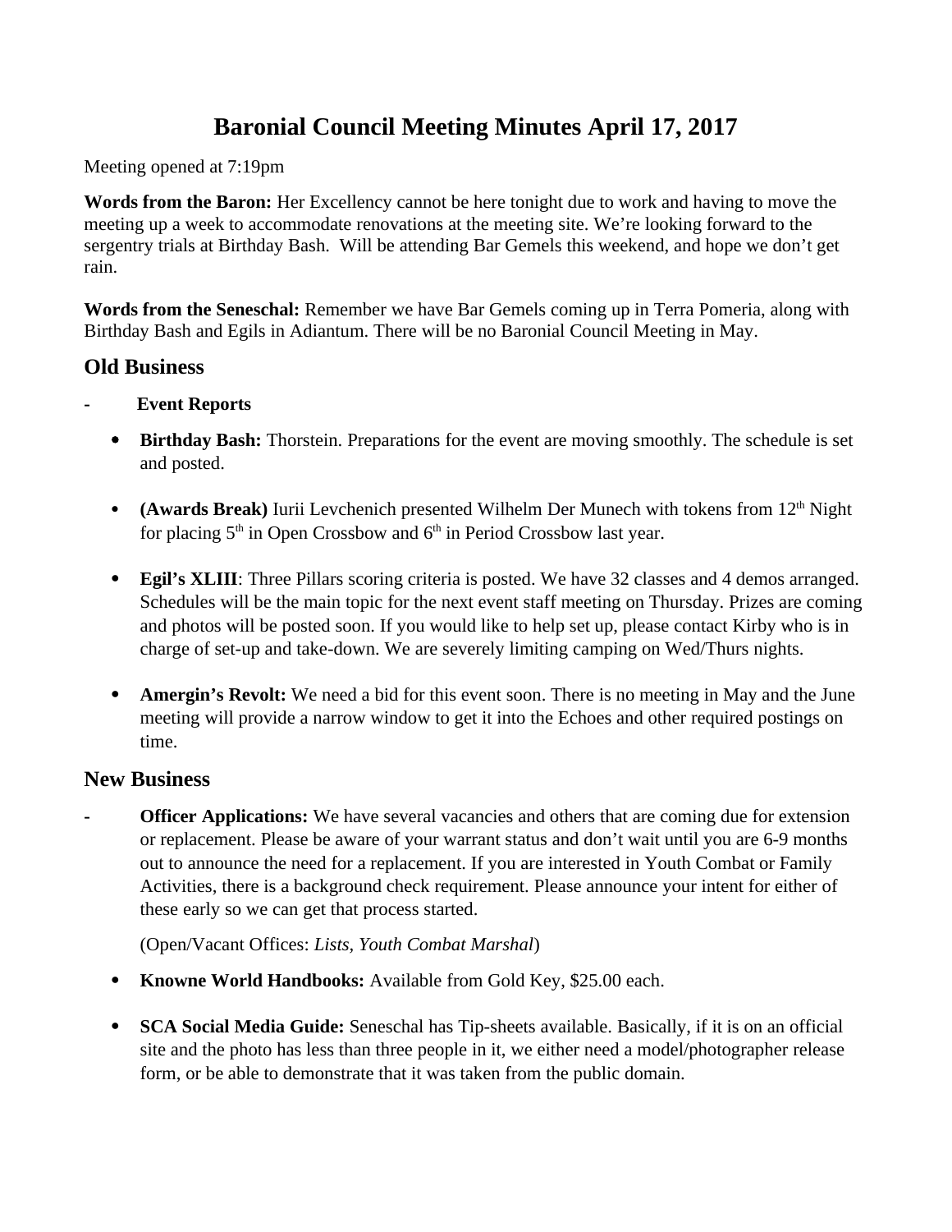# Baronial Council Meeting Minutes April 17, 2017

Meeting opened at 7:19pm

**Words from the Baron:** Her Excellency cannot be here tonight due to work and having to move the meeting up a week to accommodate renovations at the meeting site. We're looking forward to the sergentry trials at Birthday Bash. Will be attending Bar Gemels this weekend, and hope we don't get rain.

**Words from the Seneschal:** Remember we have Bar Gemels coming up in Terra Pomeria, along with Birthday Bash and Egils in Adiantum. There will be no Baronial Council Meeting in May.

## Old Business

- **Event Reports**
  - **Birthday Bash:** Thorstein. Preparations for the event are moving smoothly. The schedule is set and posted.
  - **(Awards Break)** Iurii Levchenich presented Wilhelm Der Munech with tokens from 12th Night for placing 5th in Open Crossbow and 6th in Period Crossbow last year.
  - **Egil's XLIII**: Three Pillars scoring criteria is posted. We have 32 classes and 4 demos arranged. Schedules will be the main topic for the next event staff meeting on Thursday. Prizes are coming and photos will be posted soon. If you would like to help set up, please contact Kirby who is in charge of set-up and take-down. We are severely limiting camping on Wed/Thurs nights.
  - **Amergin's Revolt:** We need a bid for this event soon. There is no meeting in May and the June meeting will provide a narrow window to get it into the Echoes and other required postings on time.

## New Business

- **Officer Applications:** We have several vacancies and others that are coming due for extension or replacement. Please be aware of your warrant status and don't wait until you are 6-9 months out to announce the need for a replacement. If you are interested in Youth Combat or Family Activities, there is a background check requirement. Please announce your intent for either of these early so we can get that process started.

  (Open/Vacant Offices: *Lists*, *Youth Combat Marshal*)

  - **Knowne World Handbooks:** Available from Gold Key, $25.00 each.
  - **SCA Social Media Guide:** Seneschal has Tip-sheets available. Basically, if it is on an official site and the photo has less than three people in it, we either need a model/photographer release form, or be able to demonstrate that it was taken from the public domain.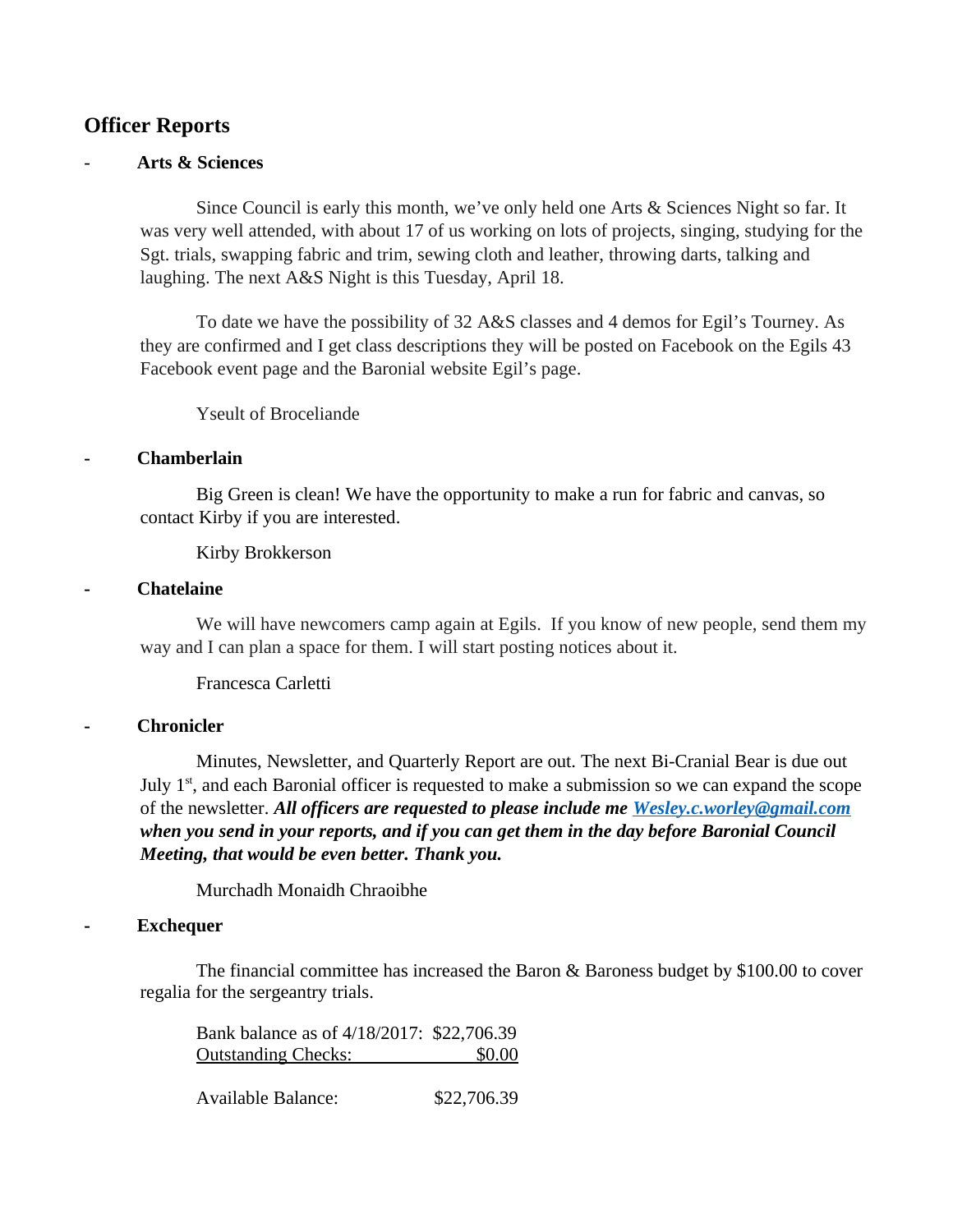## Officer Reports

- **Arts & Sciences**

  Since Council is early this month, we've only held one Arts & Sciences Night so far. It was very well attended, with about 17 of us working on lots of projects, singing, studying for the Sgt. trials, swapping fabric and trim, sewing cloth and leather, throwing darts, talking and laughing. The next A&S Night is this Tuesday, April 18.

  To date we have the possibility of 32 A&S classes and 4 demos for Egil's Tourney. As they are confirmed and I get class descriptions they will be posted on Facebook on the Egils 43 Facebook event page and the Baronial website Egil's page.

  Yseult of Broceliande

- **Chamberlain**

  Big Green is clean! We have the opportunity to make a run for fabric and canvas, so contact Kirby if you are interested.

  Kirby Brokkerson

- **Chatelaine**

  We will have newcomers camp again at Egils. If you know of new people, send them my way and I can plan a space for them. I will start posting notices about it.

  Francesca Carletti

- **Chronicler**

  Minutes, Newsletter, and Quarterly Report are out. The next Bi-Cranial Bear is due out July 1st, and each Baronial officer is requested to make a submission so we can expand the scope of the newsletter. ***All officers are requested to please include me [Wesley.c.worley@gmail.com](mailto:Wesley.c.worley@gmail.com) when you send in your reports, and if you can get them in the day before Baronial Council Meeting, that would be even better. Thank you.***

  Murchadh Monaidh Chraoibhe

- **Exchequer**

  The financial committee has increased the Baron & Baroness budget by $100.00 to cover regalia for the sergeantry trials.

  | | |
  |---|---|
  | Bank balance as of 4/18/2017: | $22,706.39 |
  | Outstanding Checks: | $0.00 |
  | Available Balance: | $22,706.39 |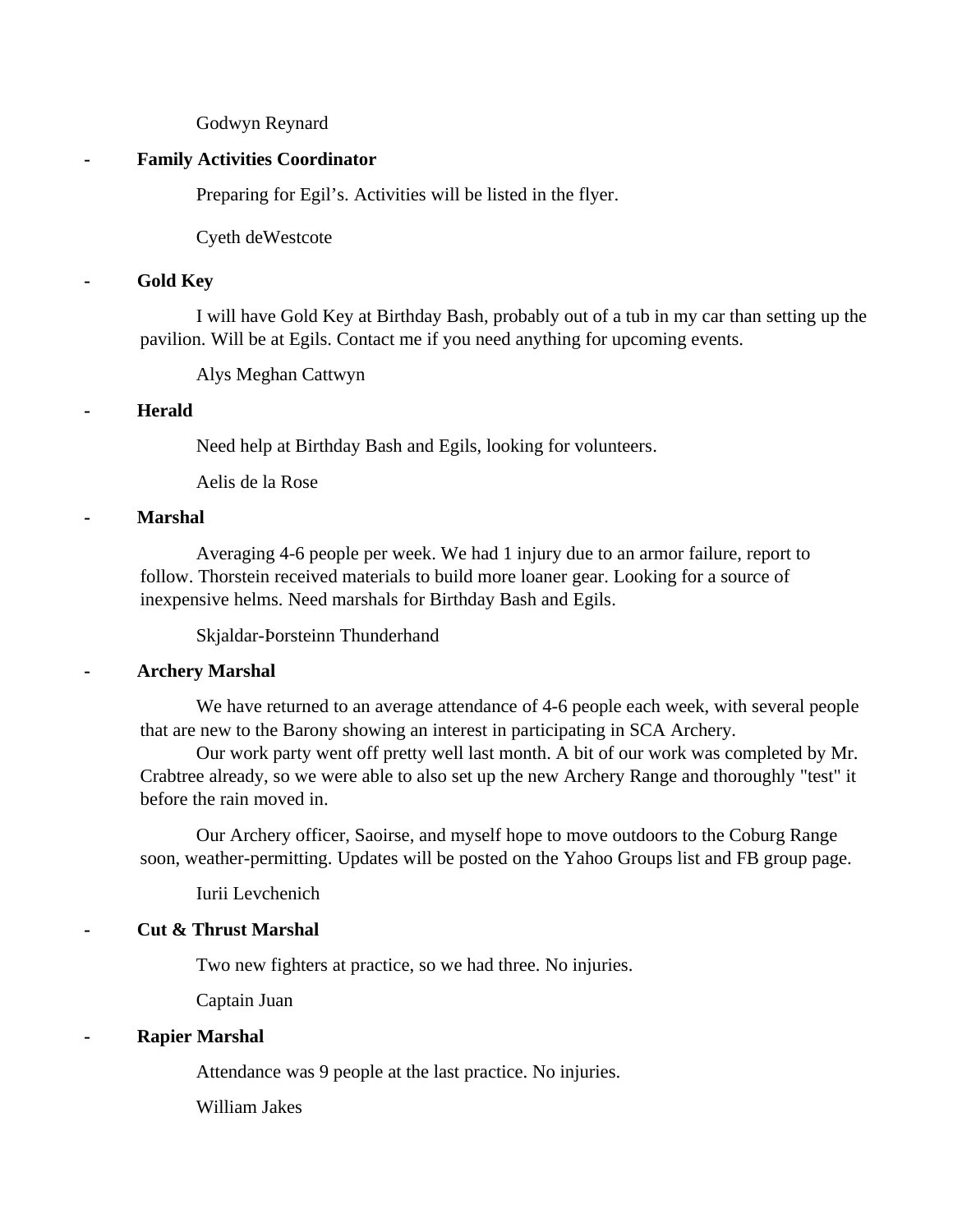Godwyn Reynard

- **Family Activities Coordinator**

Preparing for Egil's. Activities will be listed in the flyer.

Cyeth deWestcote

- **Gold Key**

I will have Gold Key at Birthday Bash, probably out of a tub in my car than setting up the pavilion. Will be at Egils. Contact me if you need anything for upcoming events.

Alys Meghan Cattwyn

- **Herald**

Need help at Birthday Bash and Egils, looking for volunteers.

Aelis de la Rose

- **Marshal**

Averaging 4-6 people per week. We had 1 injury due to an armor failure, report to follow. Thorstein received materials to build more loaner gear. Looking for a source of inexpensive helms. Need marshals for Birthday Bash and Egils.

Skjaldar-Þorsteinn Thunderhand

- **Archery Marshal**

We have returned to an average attendance of 4-6 people each week, with several people that are new to the Barony showing an interest in participating in SCA Archery.

Our work party went off pretty well last month. A bit of our work was completed by Mr. Crabtree already, so we were able to also set up the new Archery Range and thoroughly "test" it before the rain moved in.

Our Archery officer, Saoirse, and myself hope to move outdoors to the Coburg Range soon, weather-permitting. Updates will be posted on the Yahoo Groups list and FB group page.

Iurii Levchenich

- **Cut & Thrust Marshal**

Two new fighters at practice, so we had three. No injuries.

Captain Juan

- **Rapier Marshal**

Attendance was 9 people at the last practice. No injuries.

William Jakes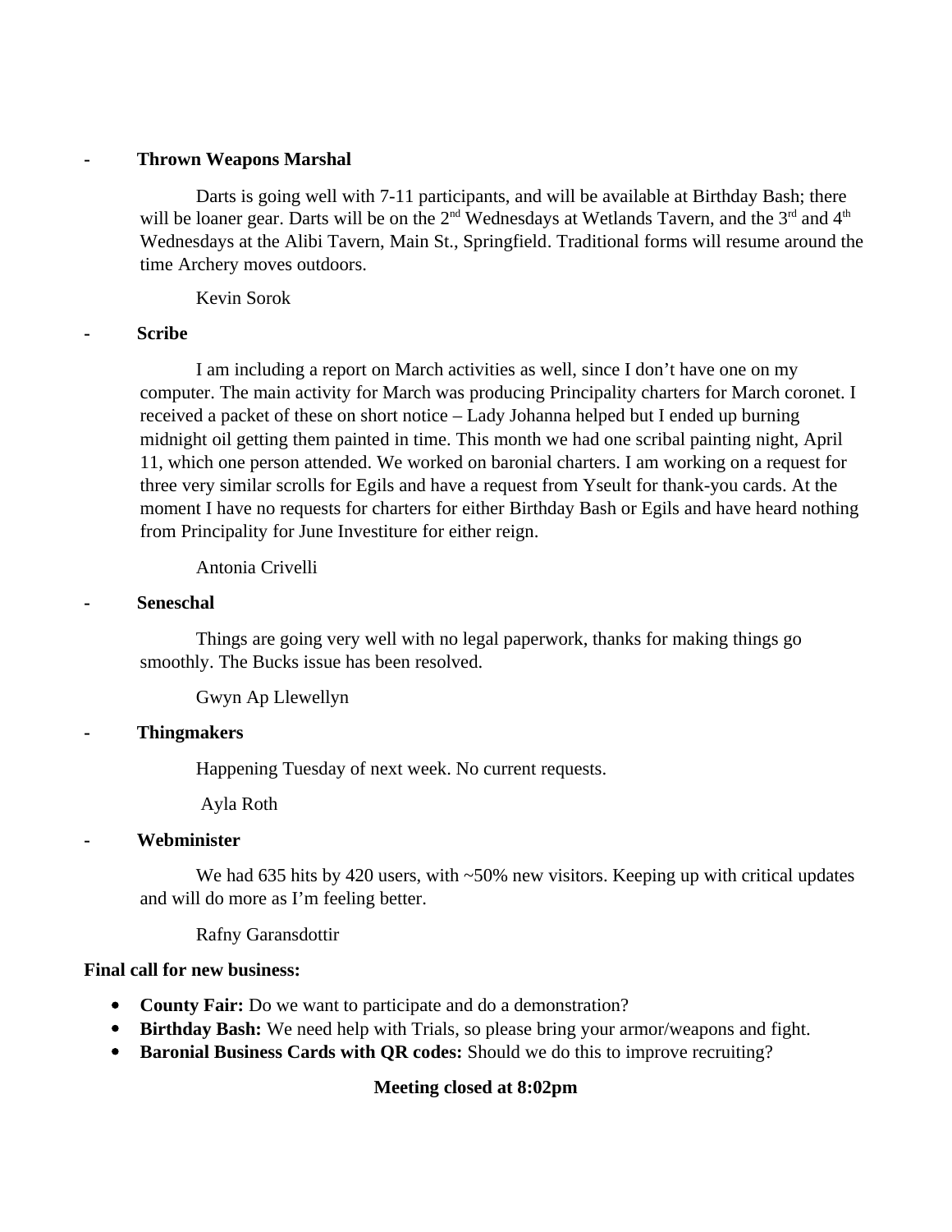- **Thrown Weapons Marshal**

  Darts is going well with 7-11 participants, and will be available at Birthday Bash; there will be loaner gear. Darts will be on the 2nd Wednesdays at Wetlands Tavern, and the 3rd and 4th Wednesdays at the Alibi Tavern, Main St., Springfield. Traditional forms will resume around the time Archery moves outdoors.

  Kevin Sorok

- **Scribe**

  I am including a report on March activities as well, since I don't have one on my computer. The main activity for March was producing Principality charters for March coronet. I received a packet of these on short notice – Lady Johanna helped but I ended up burning midnight oil getting them painted in time. This month we had one scribal painting night, April 11, which one person attended. We worked on baronial charters. I am working on a request for three very similar scrolls for Egils and have a request from Yseult for thank-you cards. At the moment I have no requests for charters for either Birthday Bash or Egils and have heard nothing from Principality for June Investiture for either reign.

  Antonia Crivelli

- **Seneschal**

  Things are going very well with no legal paperwork, thanks for making things go smoothly. The Bucks issue has been resolved.

  Gwyn Ap Llewellyn

- **Thingmakers**

  Happening Tuesday of next week. No current requests.

  Ayla Roth

- **Webminister**

  We had 635 hits by 420 users, with ~50% new visitors. Keeping up with critical updates and will do more as I'm feeling better.

  Rafny Garansdottir

**Final call for new business:**

- **County Fair:** Do we want to participate and do a demonstration?
- **Birthday Bash:** We need help with Trials, so please bring your armor/weapons and fight.
- **Baronial Business Cards with QR codes:** Should we do this to improve recruiting?

**Meeting closed at 8:02pm**